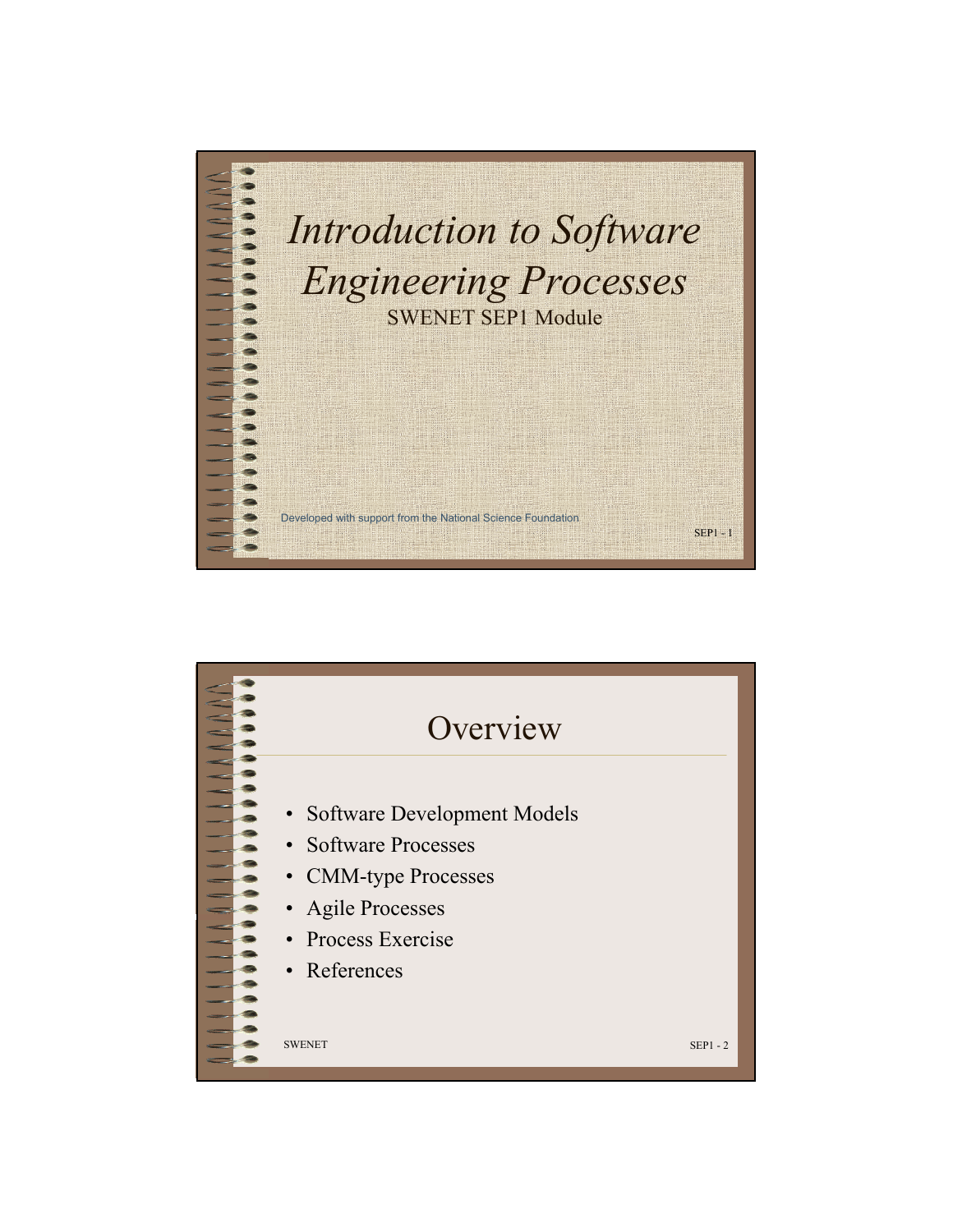# *Introduction to Software Engineering Processes*

SWENET SEP1 Module

Developed with support from the National Science Foundation

## Overview

- Software Development Models
- Software Processes
- CMM-type Processes
- Agile Processes
- Process Exercise
- References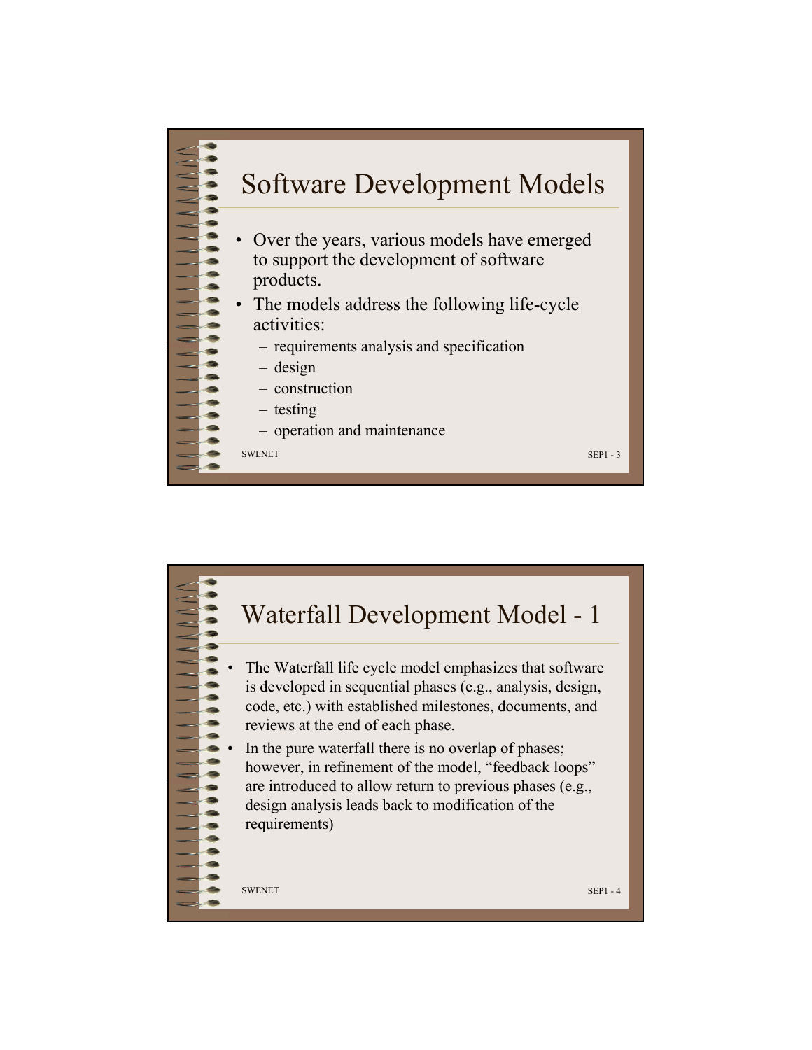## Software Development Models

- Over the years, various models have emerged to support the development of software products.
- The models address the following life-cycle activities:
  - requirements analysis and specification
  - design
  - construction
  - testing
  - operation and maintenance

## Waterfall Development Model - 1

- The Waterfall life cycle model emphasizes that software is developed in sequential phases (e.g., analysis, design, code, etc.) with established milestones, documents, and reviews at the end of each phase.
- In the pure waterfall there is no overlap of phases; however, in refinement of the model, "feedback loops" are introduced to allow return to previous phases (e.g., design analysis leads back to modification of the requirements)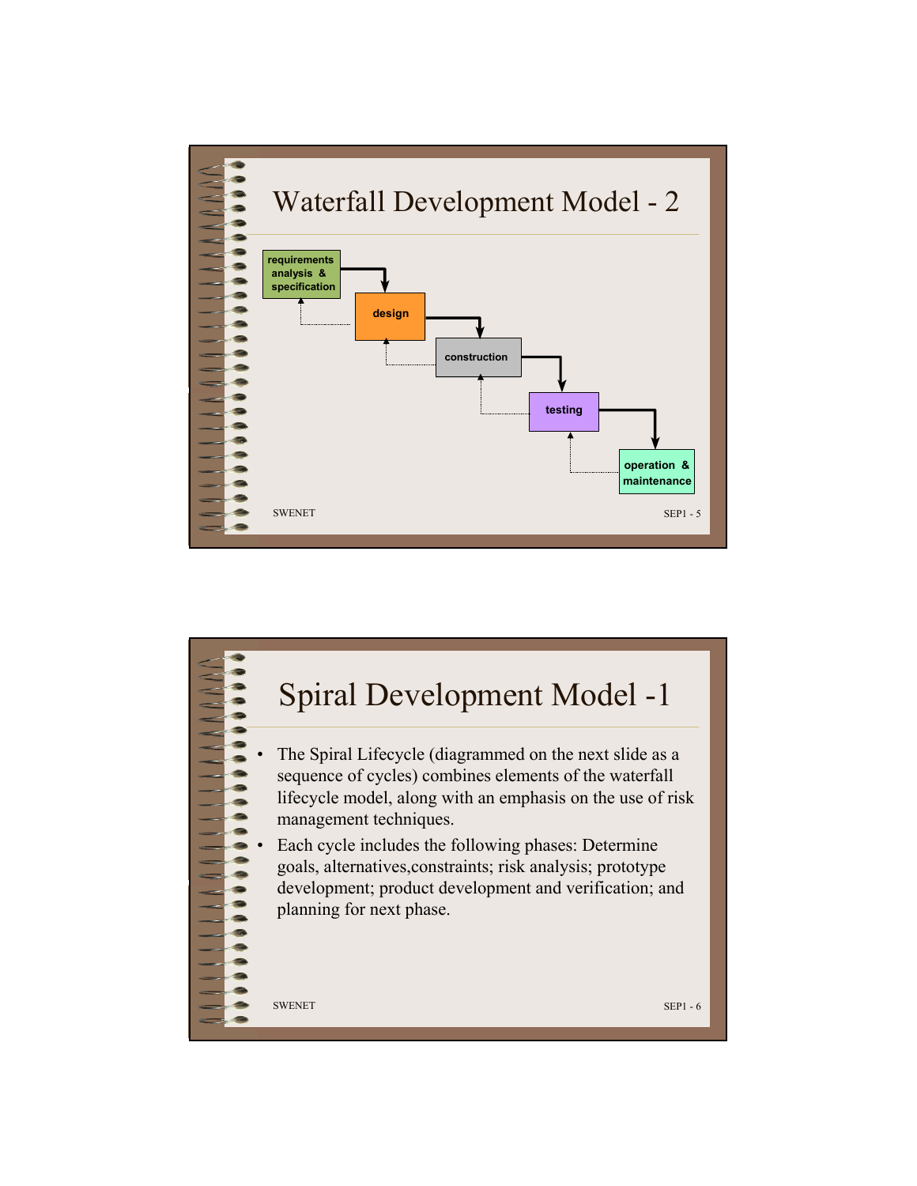# Waterfall Development Model - 2

requirements analysis & specification

design

construction

testing

operation & maintenance

# Spiral Development Model -1

- The Spiral Lifecycle (diagrammed on the next slide as a sequence of cycles) combines elements of the waterfall lifecycle model, along with an emphasis on the use of risk management techniques.
- Each cycle includes the following phases: Determine goals, alternatives,constraints; risk analysis; prototype development; product development and verification; and planning for next phase.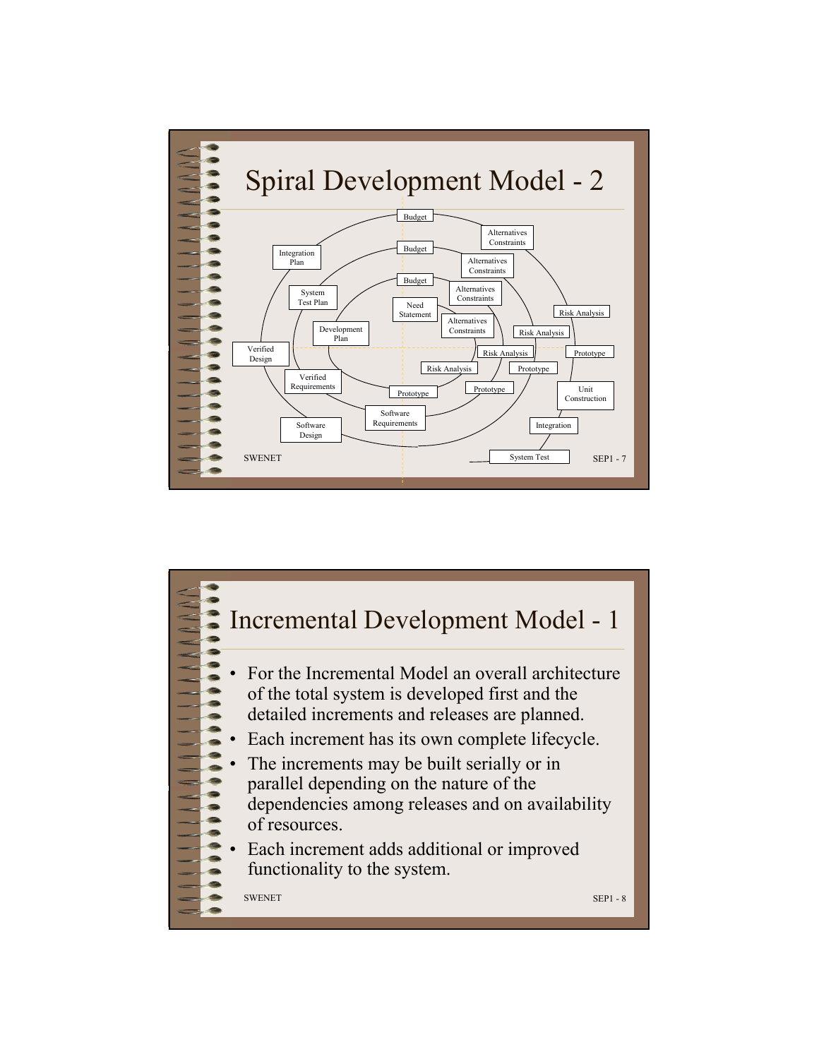# Spiral Development Model - 2

Budget

Alternatives Constraints

Budget

Integration Plan

Alternatives Constraints

Budget

System Test Plan

Alternatives Constraints

Need Statement

Risk Analysis

Alternatives Constraints

Development Plan

Risk Analysis

Verified Design

Risk Analysis

Prototype

Risk Analysis

Prototype

Verified Requirements

Prototype

Prototype

Unit Construction

Software Requirements

Software Design

Integration

System Test

# Incremental Development Model - 1

- For the Incremental Model an overall architecture of the total system is developed first and the detailed increments and releases are planned.
- Each increment has its own complete lifecycle.
- The increments may be built serially or in parallel depending on the nature of the dependencies among releases and on availability of resources.
- Each increment adds additional or improved functionality to the system.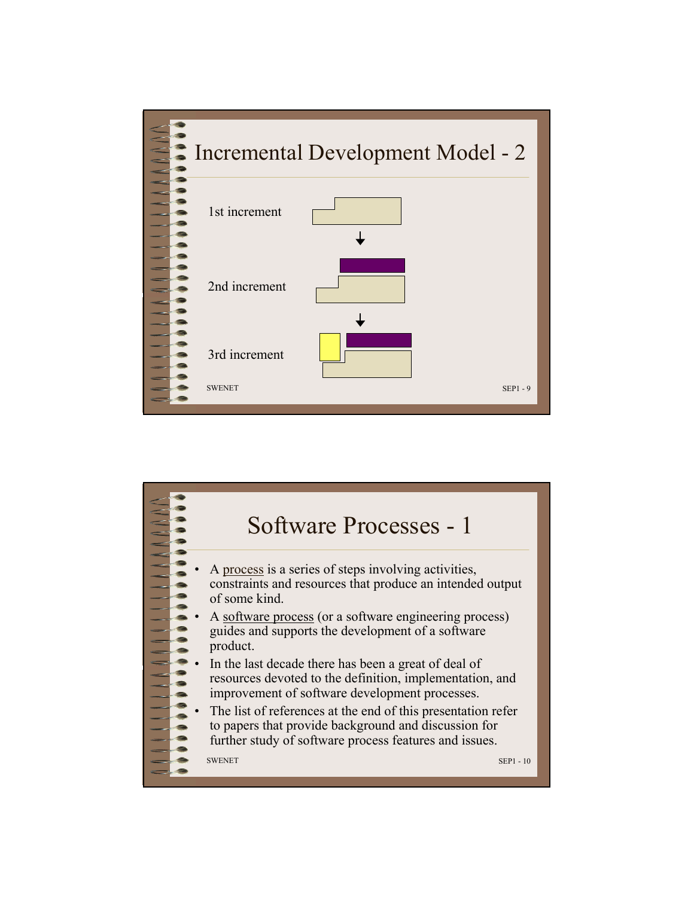# Incremental Development Model - 2

1st increment

2nd increment

3rd increment

# Software Processes - 1

- A process is a series of steps involving activities, constraints and resources that produce an intended output of some kind.
- A software process (or a software engineering process) guides and supports the development of a software product.
- In the last decade there has been a great of deal of resources devoted to the definition, implementation, and improvement of software development processes.
- The list of references at the end of this presentation refer to papers that provide background and discussion for further study of software process features and issues.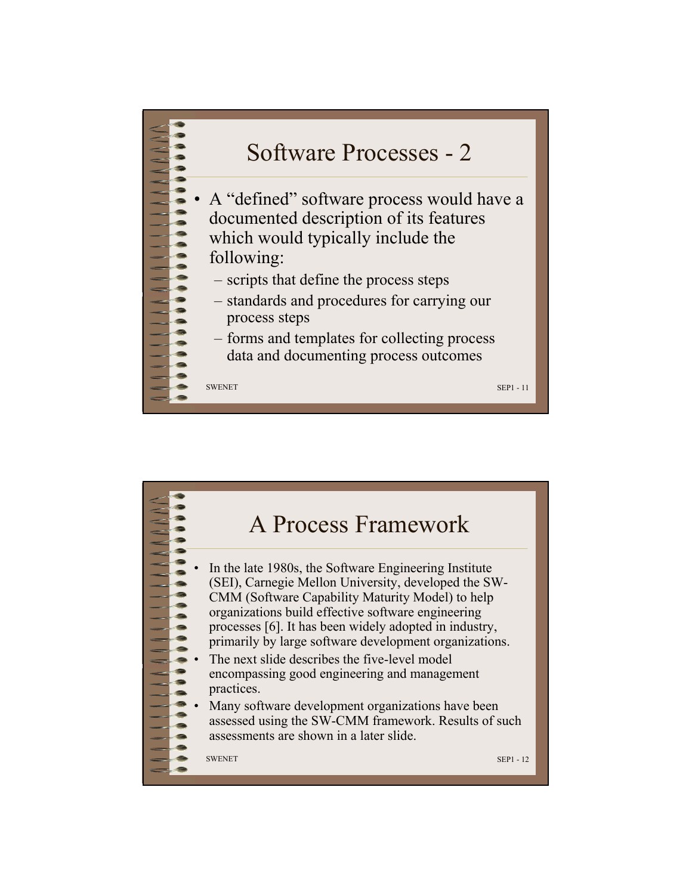# Software Processes - 2

- A "defined" software process would have a documented description of its features which would typically include the following:
  - scripts that define the process steps
  - standards and procedures for carrying our process steps
  - forms and templates for collecting process data and documenting process outcomes

# A Process Framework

- In the late 1980s, the Software Engineering Institute (SEI), Carnegie Mellon University, developed the SW-CMM (Software Capability Maturity Model) to help organizations build effective software engineering processes [6]. It has been widely adopted in industry, primarily by large software development organizations.
- The next slide describes the five-level model encompassing good engineering and management practices.
- Many software development organizations have been assessed using the SW-CMM framework. Results of such assessments are shown in a later slide.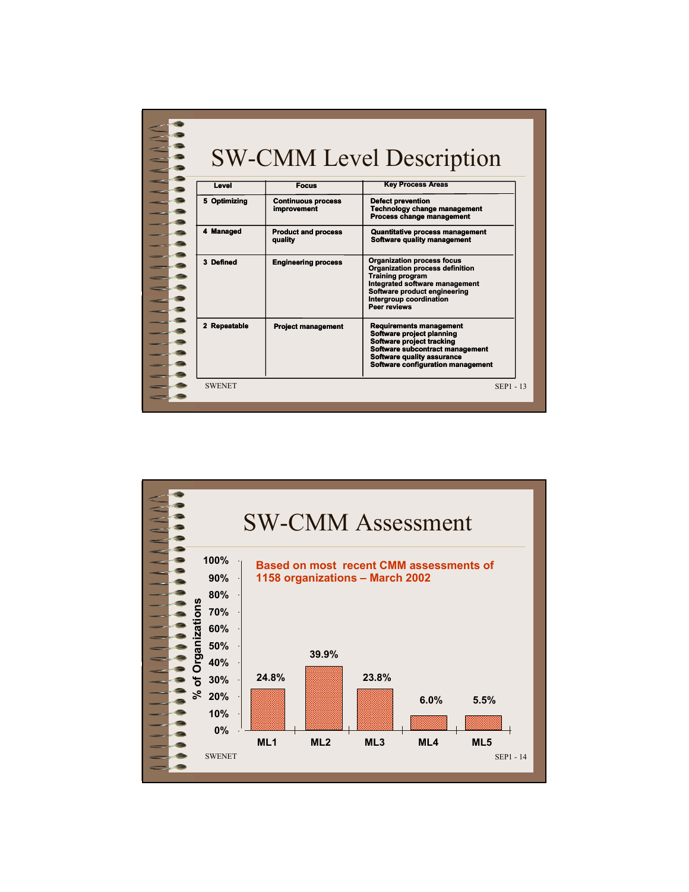# SW-CMM Level Description

| Level | Focus | Key Process Areas |
|---|---|---|
| 5 Optimizing | Continuous process improvement | Defect prevention<br>Technology change management<br>Process change management |
| 4 Managed | Product and process quality | Quantitative process management<br>Software quality management |
| 3 Defined | Engineering process | Organization process focus<br>Organization process definition<br>Training program<br>Integrated software management<br>Software product engineering<br>Intergroup coordination<br>Peer reviews |
| 2 Repeatable | Project management | Requirements management<br>Software project planning<br>Software project tracking<br>Software subcontract management<br>Software quality assurance<br>Software configuration management |

SWENET

# SW-CMM Assessment

**Based on most recent CMM assessments of 1158 organizations – March 2002**

| Maturity Level | % of Organizations |
|---|---|
| ML1 | 24.8% |
| ML2 | 39.9% |
| ML3 | 23.8% |
| ML4 | 6.0% |
| ML5 | 5.5% |

SWENET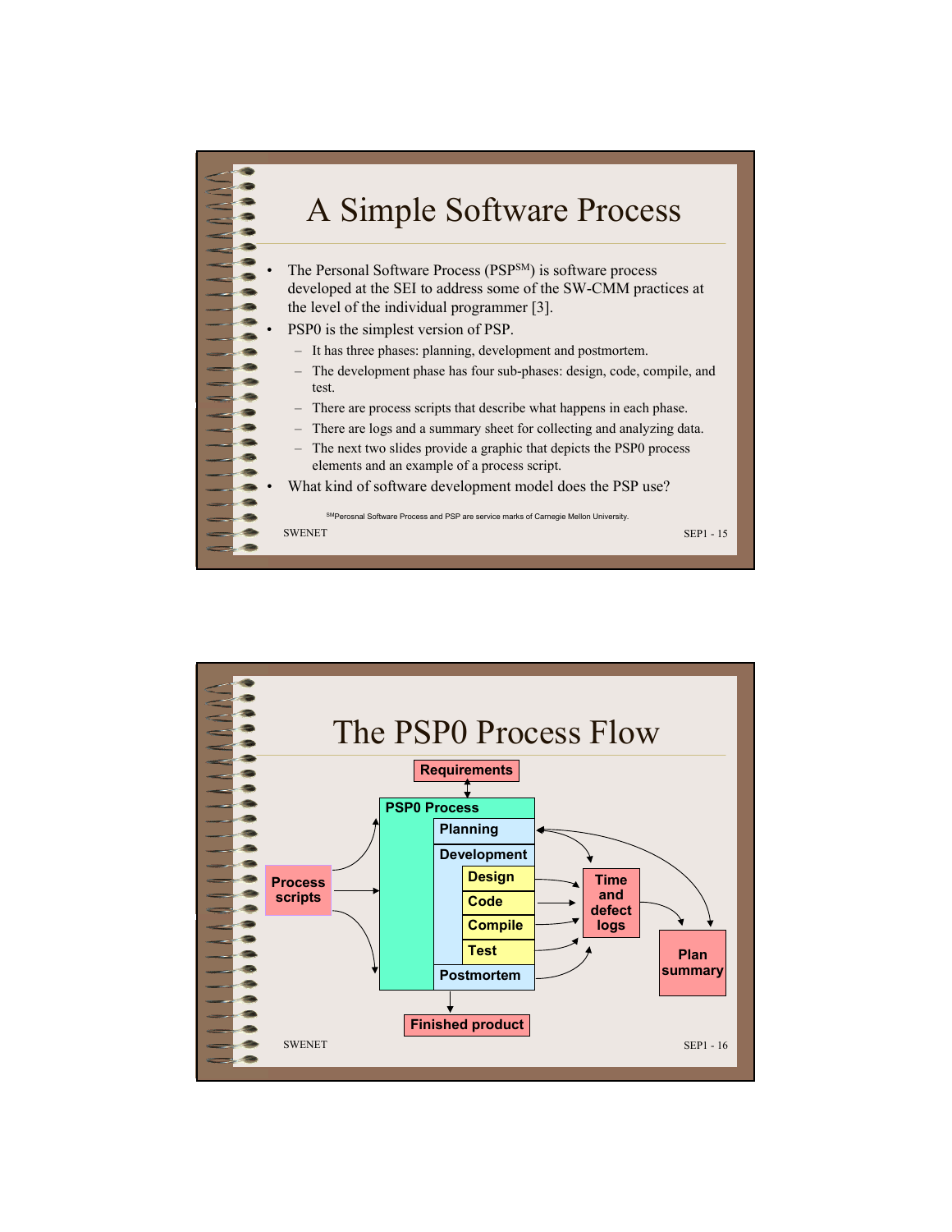# A Simple Software Process

- The Personal Software Process (PSP[SM]) is software process developed at the SEI to address some of the SW-CMM practices at the level of the individual programmer [3].
- PSP0 is the simplest version of PSP.
  - It has three phases: planning, development and postmortem.
  - The development phase has four sub-phases: design, code, compile, and test.
  - There are process scripts that describe what happens in each phase.
  - There are logs and a summary sheet for collecting and analyzing data.
  - The next two slides provide a graphic that depicts the PSP0 process elements and an example of a process script.
- What kind of software development model does the PSP use?

[SM]Perosnal Software Process and PSP are service marks of Carnegie Mellon University.

# The PSP0 Process Flow

Requirements

Process scripts

PSP0 Process

- Planning
- Development
  - Design
  - Code
  - Compile
  - Test
- Postmortem

Time and defect logs

Plan summary

Finished product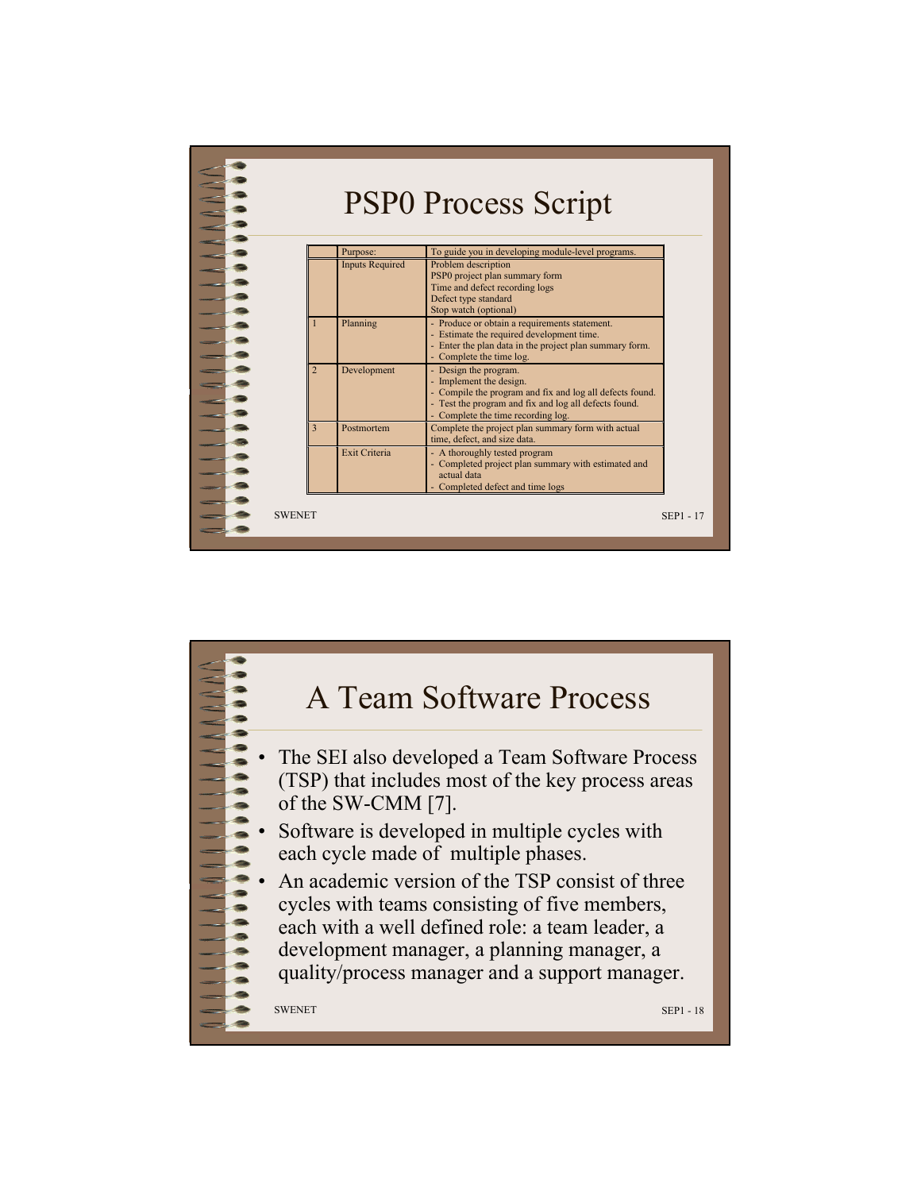# PSP0 Process Script

| | | |
|---|---|---|
| | Purpose: | To guide you in developing module-level programs. |
| | Inputs Required | Problem description<br>PSP0 project plan summary form<br>Time and defect recording logs<br>Defect type standard<br>Stop watch (optional) |
| 1 | Planning | - Produce or obtain a requirements statement.<br>- Estimate the required development time.<br>- Enter the plan data in the project plan summary form.<br>- Complete the time log. |
| 2 | Development | - Design the program.<br>- Implement the design.<br>- Compile the program and fix and log all defects found.<br>- Test the program and fix and log all defects found.<br>- Complete the time recording log. |
| 3 | Postmortem | Complete the project plan summary form with actual time, defect, and size data. |
| | Exit Criteria | - A thoroughly tested program<br>- Completed project plan summary with estimated and actual data<br>- Completed defect and time logs |

# A Team Software Process

- The SEI also developed a Team Software Process (TSP) that includes most of the key process areas of the SW-CMM [7].
- Software is developed in multiple cycles with each cycle made of multiple phases.
- An academic version of the TSP consist of three cycles with teams consisting of five members, each with a well defined role: a team leader, a development manager, a planning manager, a quality/process manager and a support manager.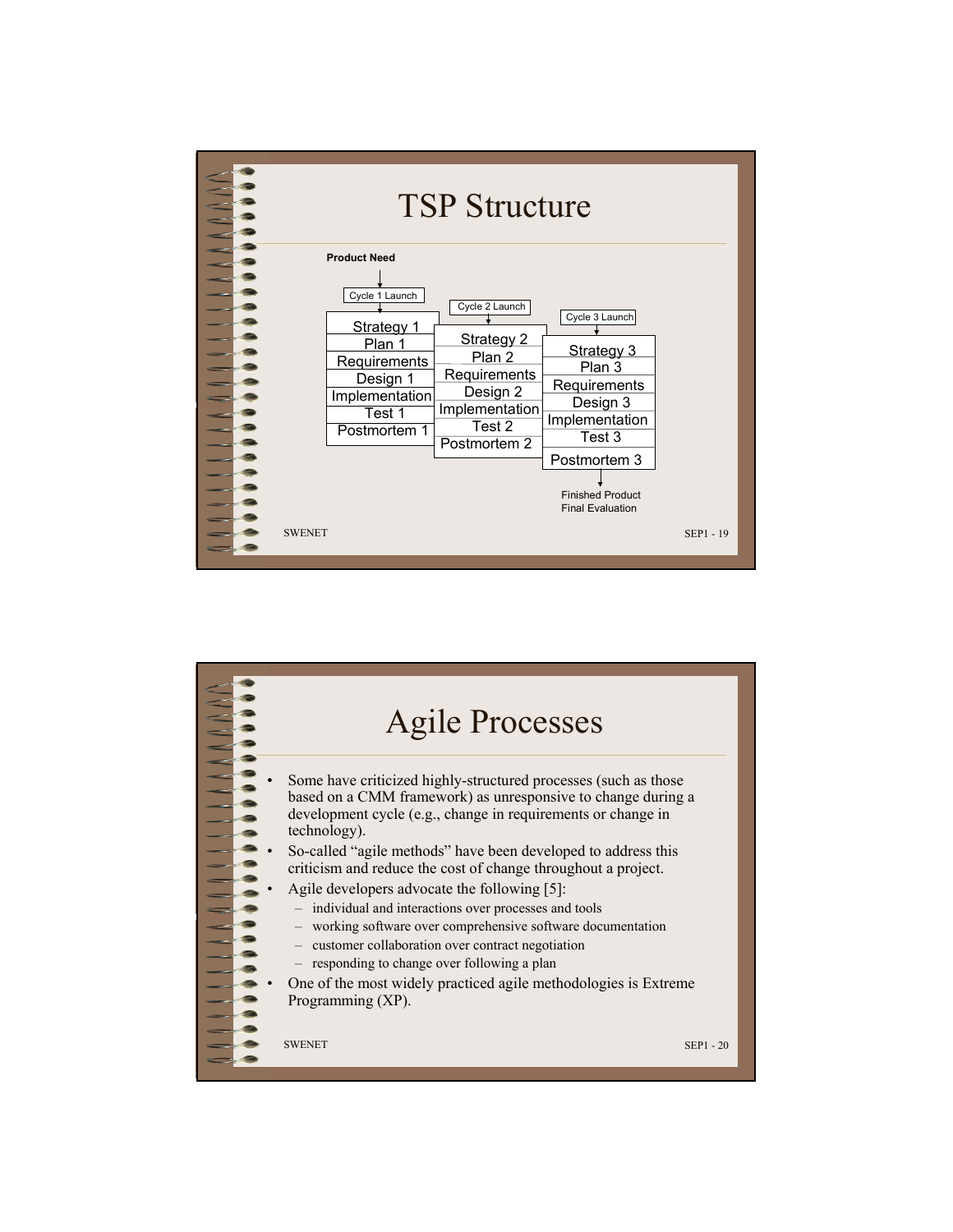# TSP Structure

**Product Need**

Cycle 1 Launch

| Strategy 1 |
| --- |
| Plan 1 |
| Requirements |
| Design 1 |
| Implementation |
| Test 1 |
| Postmortem 1 |

Cycle 2 Launch

| Strategy 2 |
| --- |
| Plan 2 |
| Requirements |
| Design 2 |
| Implementation |
| Test 2 |
| Postmortem 2 |

Cycle 3 Launch

| Strategy 3 |
| --- |
| Plan 3 |
| Requirements |
| Design 3 |
| Implementation |
| Test 3 |
| Postmortem 3 |

Finished Product
Final Evaluation

# Agile Processes

- Some have criticized highly-structured processes (such as those based on a CMM framework) as unresponsive to change during a development cycle (e.g., change in requirements or change in technology).
- So-called "agile methods" have been developed to address this criticism and reduce the cost of change throughout a project.
- Agile developers advocate the following [5]:
  - individual and interactions over processes and tools
  - working software over comprehensive software documentation
  - customer collaboration over contract negotiation
  - responding to change over following a plan
- One of the most widely practiced agile methodologies is Extreme Programming (XP).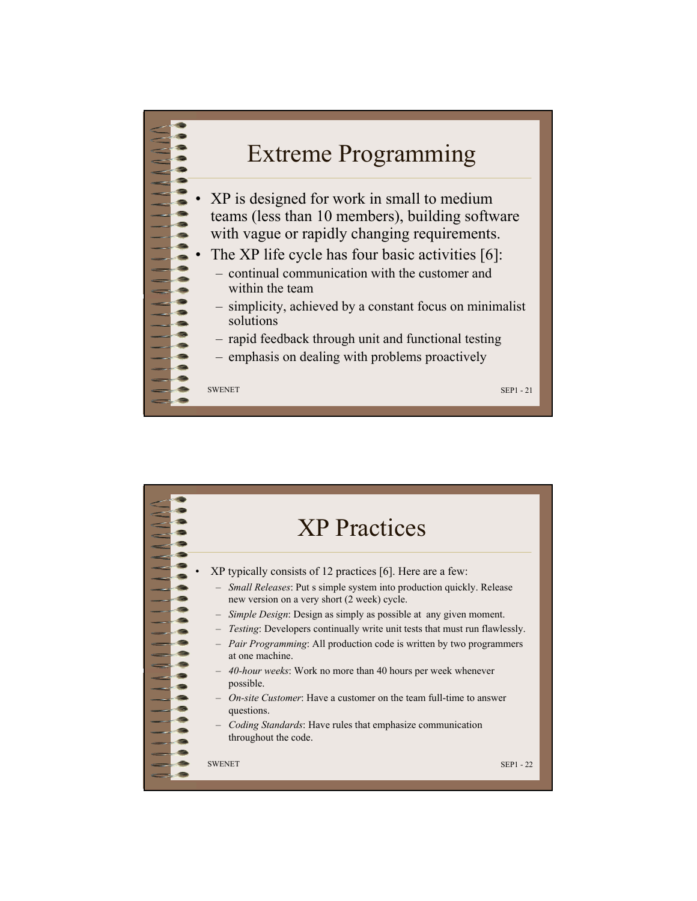# Extreme Programming

- XP is designed for work in small to medium teams (less than 10 members), building software with vague or rapidly changing requirements.
- The XP life cycle has four basic activities [6]:
  - continual communication with the customer and within the team
  - simplicity, achieved by a constant focus on minimalist solutions
  - rapid feedback through unit and functional testing
  - emphasis on dealing with problems proactively

# XP Practices

- XP typically consists of 12 practices [6]. Here are a few:
  - *Small Releases*: Put s simple system into production quickly. Release new version on a very short (2 week) cycle.
  - *Simple Design*: Design as simply as possible at any given moment.
  - *Testing*: Developers continually write unit tests that must run flawlessly.
  - *Pair Programming*: All production code is written by two programmers at one machine.
  - *40-hour weeks*: Work no more than 40 hours per week whenever possible.
  - *On-site Customer*: Have a customer on the team full-time to answer questions.
  - *Coding Standards*: Have rules that emphasize communication throughout the code.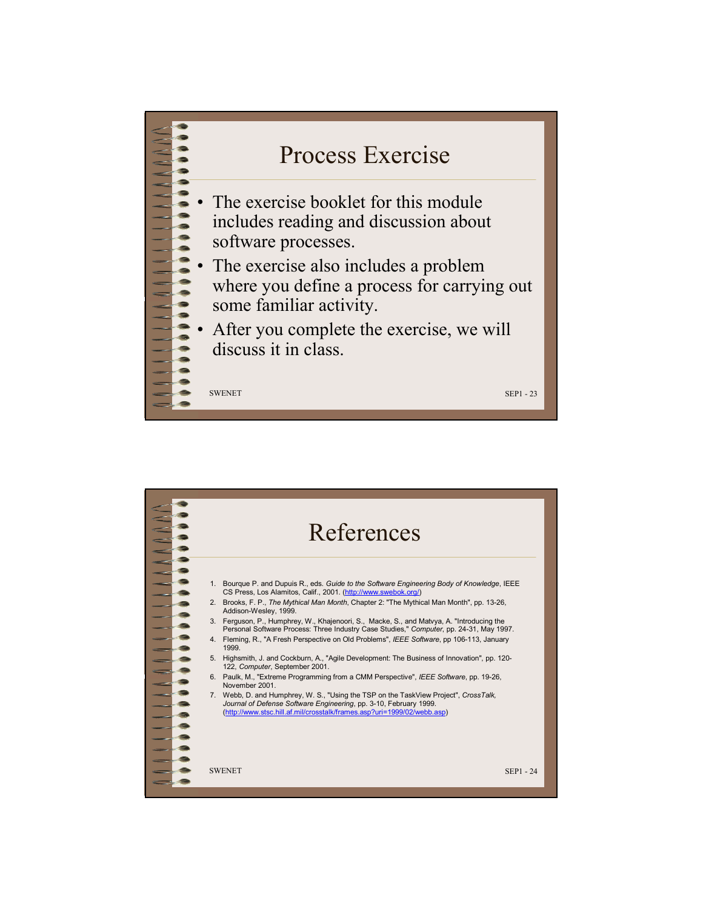# Process Exercise

- The exercise booklet for this module includes reading and discussion about software processes.
- The exercise also includes a problem where you define a process for carrying out some familiar activity.
- After you complete the exercise, we will discuss it in class.

# References

1. Bourque P. and Dupuis R., eds. *Guide to the Software Engineering Body of Knowledge*, IEEE CS Press, Los Alamitos, Calif., 2001. (http://www.swebok.org/)
2. Brooks, F. P., *The Mythical Man Month*, Chapter 2: "The Mythical Man Month", pp. 13-26, Addison-Wesley, 1999.
3. Ferguson, P., Humphrey, W., Khajenoori, S., Macke, S., and Matvya, A. "Introducing the Personal Software Process: Three Industry Case Studies," *Computer*, pp. 24-31, May 1997.
4. Fleming, R., "A Fresh Perspective on Old Problems", *IEEE Software*, pp 106-113, January 1999.
5. Highsmith, J. and Cockburn, A., "Agile Development: The Business of Innovation", pp. 120-122, *Computer*, September 2001.
6. Paulk, M., "Extreme Programming from a CMM Perspective", *IEEE Software*, pp. 19-26, November 2001.
7. Webb, D. and Humphrey, W. S., "Using the TSP on the TaskView Project", *CrossTalk, Journal of Defense Software Engineering*, pp. 3-10, February 1999. (http://www.stsc.hill.af.mil/crosstalk/frames.asp?uri=1999/02/webb.asp)